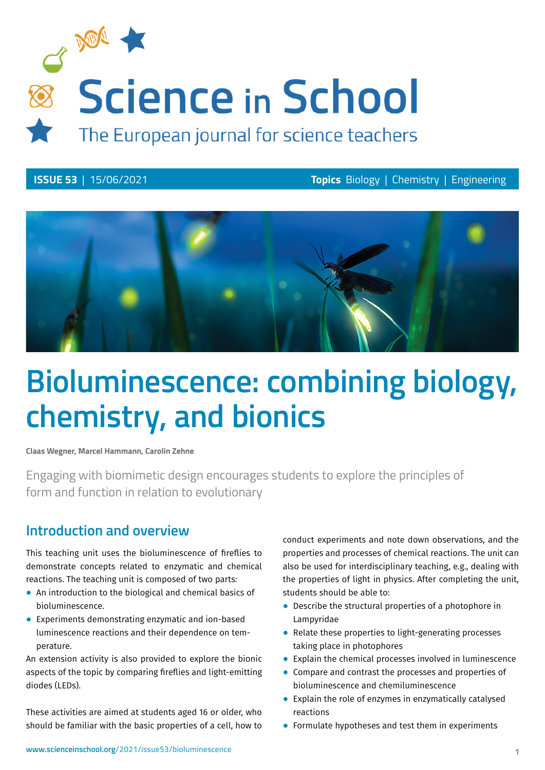# Science in School

The European journal for science teachers

**ISSUE 53** | 15/06/2021 **Topics** Biology | Chemistry | Engineering

# Bioluminescence: combining biology, chemistry, and bionics

**Claas Wegner, Marcel Hammann, Carolin Zehne**

Engaging with biomimetic design encourages students to explore the principles of form and function in relation to evolutionary

## Introduction and overview

This teaching unit uses the bioluminescence of fireflies to demonstrate concepts related to enzymatic and chemical reactions. The teaching unit is composed of two parts:

- An introduction to the biological and chemical basics of bioluminescence.
- Experiments demonstrating enzymatic and ion-based luminescence reactions and their dependence on temperature.

An extension activity is also provided to explore the bionic aspects of the topic by comparing fireflies and light-emitting diodes (LEDs).

These activities are aimed at students aged 16 or older, who should be familiar with the basic properties of a cell, how to conduct experiments and note down observations, and the properties and processes of chemical reactions. The unit can also be used for interdisciplinary teaching, e.g., dealing with the properties of light in physics. After completing the unit, students should be able to:

- Describe the structural properties of a photophore in Lampyridae
- Relate these properties to light-generating processes taking place in photophores
- Explain the chemical processes involved in luminescence
- Compare and contrast the processes and properties of bioluminescence and chemiluminescence
- Explain the role of enzymes in enzymatically catalysed reactions
- Formulate hypotheses and test them in experiments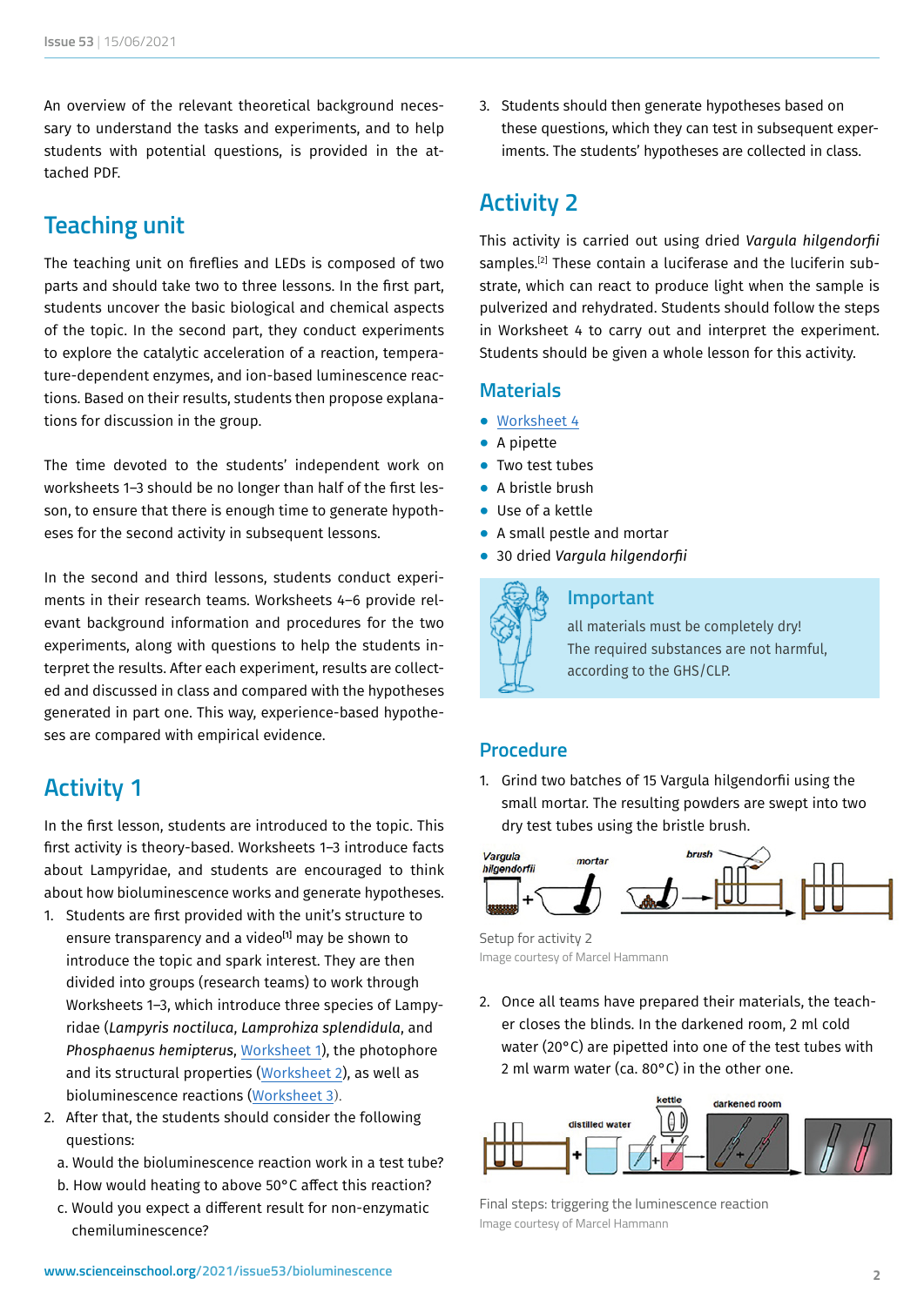An overview of the relevant theoretical background necessary to understand the tasks and experiments, and to help students with potential questions, is provided in the attached PDF.

## Teaching unit

The teaching unit on fireflies and LEDs is composed of two parts and should take two to three lessons. In the first part, students uncover the basic biological and chemical aspects of the topic. In the second part, they conduct experiments to explore the catalytic acceleration of a reaction, temperature-dependent enzymes, and ion-based luminescence reactions. Based on their results, students then propose explanations for discussion in the group.

The time devoted to the students' independent work on worksheets 1–3 should be no longer than half of the first lesson, to ensure that there is enough time to generate hypotheses for the second activity in subsequent lessons.

In the second and third lessons, students conduct experiments in their research teams. Worksheets 4–6 provide relevant background information and procedures for the two experiments, along with questions to help the students interpret the results. After each experiment, results are collected and discussed in class and compared with the hypotheses generated in part one. This way, experience-based hypotheses are compared with empirical evidence.

## Activity 1

In the first lesson, students are introduced to the topic. This first activity is theory-based. Worksheets 1–3 introduce facts about Lampyridae, and students are encouraged to think about how bioluminescence works and generate hypotheses.

1. Students are first provided with the unit's structure to ensure transparency and a video[1] may be shown to introduce the topic and spark interest. They are then divided into groups (research teams) to work through Worksheets 1–3, which introduce three species of Lampyridae (*Lampyris noctiluca*, *Lamprohiza splendidula*, and *Phosphaenus hemipterus*, Worksheet 1), the photophore and its structural properties (Worksheet 2), as well as bioluminescence reactions (Worksheet 3).
2. After that, the students should consider the following questions:
   a. Would the bioluminescence reaction work in a test tube?
   b. How would heating to above 50°C affect this reaction?
   c. Would you expect a different result for non-enzymatic chemiluminescence?
3. Students should then generate hypotheses based on these questions, which they can test in subsequent experiments. The students' hypotheses are collected in class.

## Activity 2

This activity is carried out using dried *Vargula hilgendorfii* samples.[2] These contain a luciferase and the luciferin substrate, which can react to produce light when the sample is pulverized and rehydrated. Students should follow the steps in Worksheet 4 to carry out and interpret the experiment. Students should be given a whole lesson for this activity.

### Materials

- Worksheet 4
- A pipette
- Two test tubes
- A bristle brush
- Use of a kettle
- A small pestle and mortar
- 30 dried *Vargula hilgendorfii*

**Important**

all materials must be completely dry!
The required substances are not harmful, according to the GHS/CLP.

### Procedure

1. Grind two batches of 15 Vargula hilgendorfii using the small mortar. The resulting powders are swept into two dry test tubes using the bristle brush.

Setup for activity 2
Image courtesy of Marcel Hammann

2. Once all teams have prepared their materials, the teacher closes the blinds. In the darkened room, 2 ml cold water (20°C) are pipetted into one of the test tubes with 2 ml warm water (ca. 80°C) in the other one.

Final steps: triggering the luminescence reaction
Image courtesy of Marcel Hammann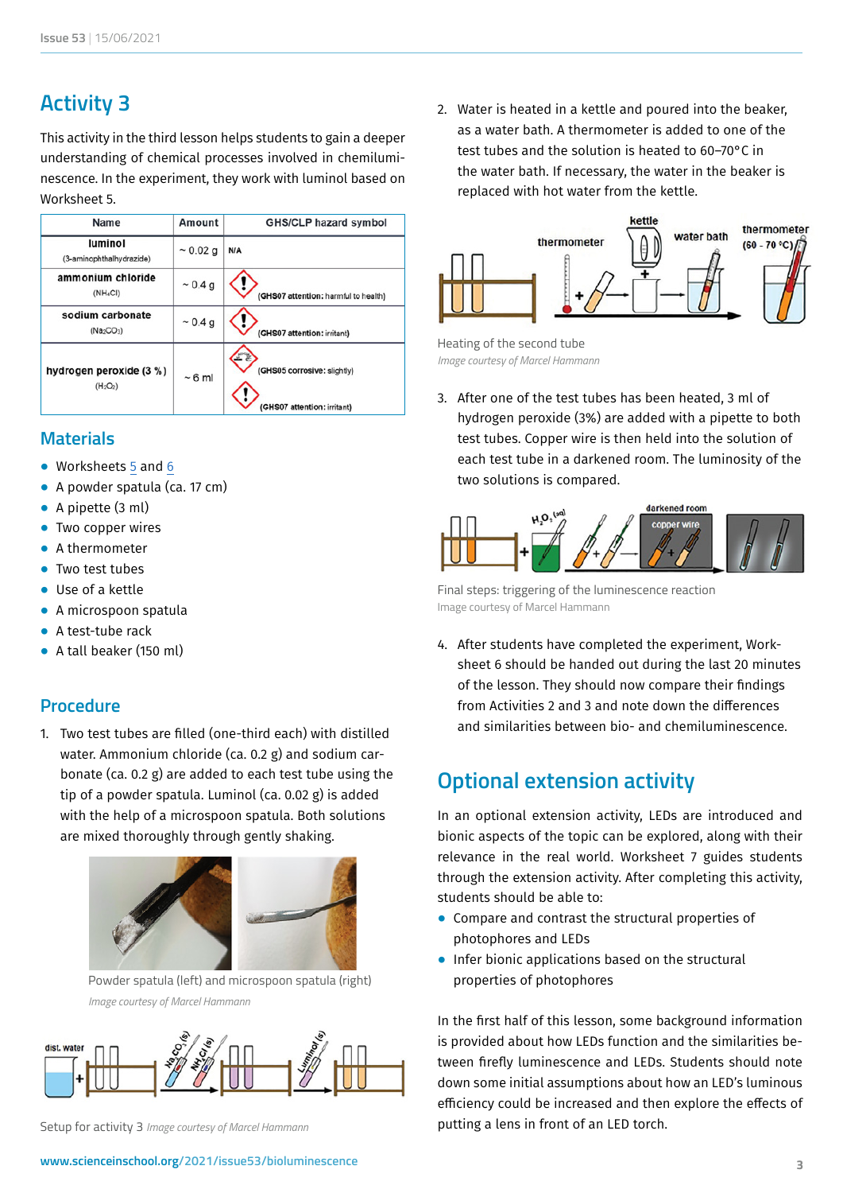## Activity 3

This activity in the third lesson helps students to gain a deeper understanding of chemical processes involved in chemiluminescence. In the experiment, they work with luminol based on Worksheet 5.

| Name | Amount | GHS/CLP hazard symbol |
|---|---|---|
| luminol (3-aminophthalhydrazide) | ~ 0.02 g | N/A |
| ammonium chloride ($NH_4Cl$) | ~ 0.4 g | (GHS07 attention: harmful to health) |
| sodium carbonate ($Na_2CO_3$) | ~ 0.4 g | (GHS07 attention: irritant) |
| hydrogen peroxide (3 %) ($H_2O_2$) | ~ 6 ml | (GHS05 corrosive: slightly) (GHS07 attention: irritant) |

### Materials

- Worksheets 5 and 6
- A powder spatula (ca. 17 cm)
- A pipette (3 ml)
- Two copper wires
- A thermometer
- Two test tubes
- Use of a kettle
- A microspoon spatula
- A test-tube rack
- A tall beaker (150 ml)

### Procedure

1. Two test tubes are filled (one-third each) with distilled water. Ammonium chloride (ca. 0.2 g) and sodium carbonate (ca. 0.2 g) are added to each test tube using the tip of a powder spatula. Luminol (ca. 0.02 g) is added with the help of a microspoon spatula. Both solutions are mixed thoroughly through gently shaking.

Powder spatula (left) and microspoon spatula (right)
*Image courtesy of Marcel Hammann*

Setup for activity 3 *Image courtesy of Marcel Hammann*

2. Water is heated in a kettle and poured into the beaker, as a water bath. A thermometer is added to one of the test tubes and the solution is heated to 60–70°C in the water bath. If necessary, the water in the beaker is replaced with hot water from the kettle.

Heating of the second tube
*Image courtesy of Marcel Hammann*

3. After one of the test tubes has been heated, 3 ml of hydrogen peroxide (3%) are added with a pipette to both test tubes. Copper wire is then held into the solution of each test tube in a darkened room. The luminosity of the two solutions is compared.

Final steps: triggering of the luminescence reaction
Image courtesy of Marcel Hammann

4. After students have completed the experiment, Worksheet 6 should be handed out during the last 20 minutes of the lesson. They should now compare their findings from Activities 2 and 3 and note down the differences and similarities between bio- and chemiluminescence.

## Optional extension activity

In an optional extension activity, LEDs are introduced and bionic aspects of the topic can be explored, along with their relevance in the real world. Worksheet 7 guides students through the extension activity. After completing this activity, students should be able to:

- Compare and contrast the structural properties of photophores and LEDs
- Infer bionic applications based on the structural properties of photophores

In the first half of this lesson, some background information is provided about how LEDs function and the similarities between firefly luminescence and LEDs. Students should note down some initial assumptions about how an LED's luminous efficiency could be increased and then explore the effects of putting a lens in front of an LED torch.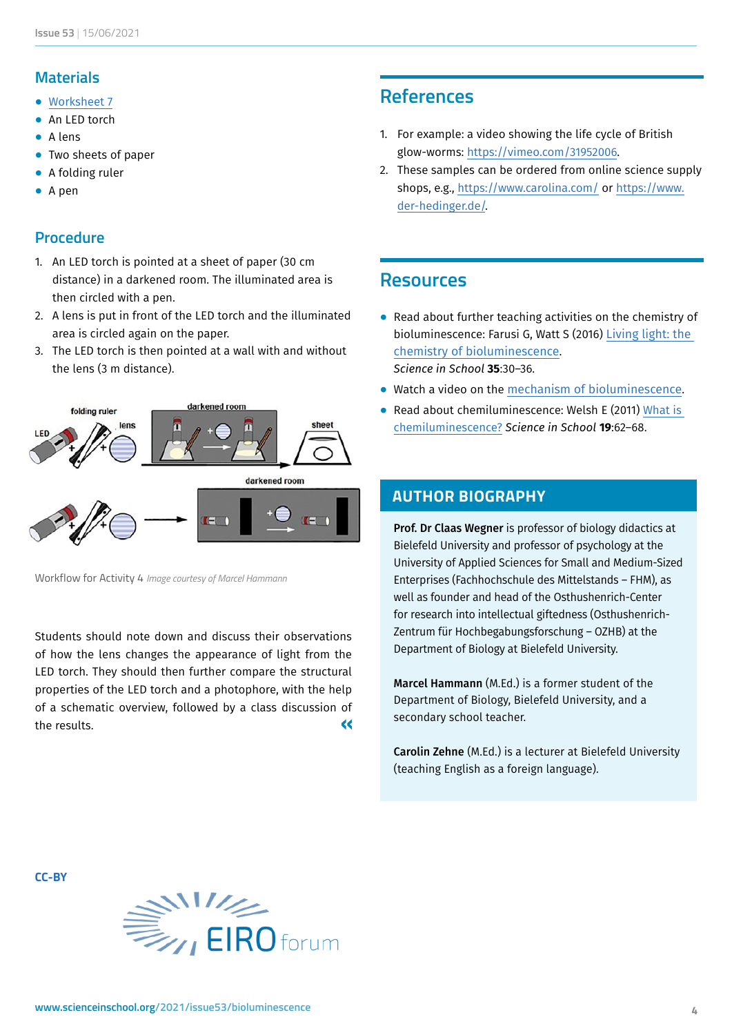## Materials

- Worksheet 7
- An LED torch
- A lens
- Two sheets of paper
- A folding ruler
- A pen

## Procedure

1. An LED torch is pointed at a sheet of paper (30 cm distance) in a darkened room. The illuminated area is then circled with a pen.
2. A lens is put in front of the LED torch and the illuminated area is circled again on the paper.
3. The LED torch is then pointed at a wall with and without the lens (3 m distance).

folding ruler
LED
lens
darkened room
sheet
darkened room

Workflow for Activity 4 *Image courtesy of Marcel Hammann*

Students should note down and discuss their observations of how the lens changes the appearance of light from the LED torch. They should then further compare the structural properties of the LED torch and a photophore, with the help of a schematic overview, followed by a class discussion of the results.

## References

1. For example: a video showing the life cycle of British glow-worms: https://vimeo.com/31952006.
2. These samples can be ordered from online science supply shops, e.g., https://www.carolina.com/ or https://www.der-hedinger.de/.

## Resources

- Read about further teaching activities on the chemistry of bioluminescence: Farusi G, Watt S (2016) Living light: the chemistry of bioluminescence. *Science in School* **35**:30–36.
- Watch a video on the mechanism of bioluminescence.
- Read about chemiluminescence: Welsh E (2011) What is chemiluminescence? *Science in School* **19**:62–68.

## AUTHOR BIOGRAPHY

**Prof. Dr Claas Wegner** is professor of biology didactics at Bielefeld University and professor of psychology at the University of Applied Sciences for Small and Medium-Sized Enterprises (Fachhochschule des Mittelstands – FHM), as well as founder and head of the Osthushenrich-Center for research into intellectual giftedness (Osthushenrich-Zentrum für Hochbegabungsforschung – OZHB) at the Department of Biology at Bielefeld University.

**Marcel Hammann** (M.Ed.) is a former student of the Department of Biology, Bielefeld University, and a secondary school teacher.

**Carolin Zehne** (M.Ed.) is a lecturer at Bielefeld University (teaching English as a foreign language).

CC-BY